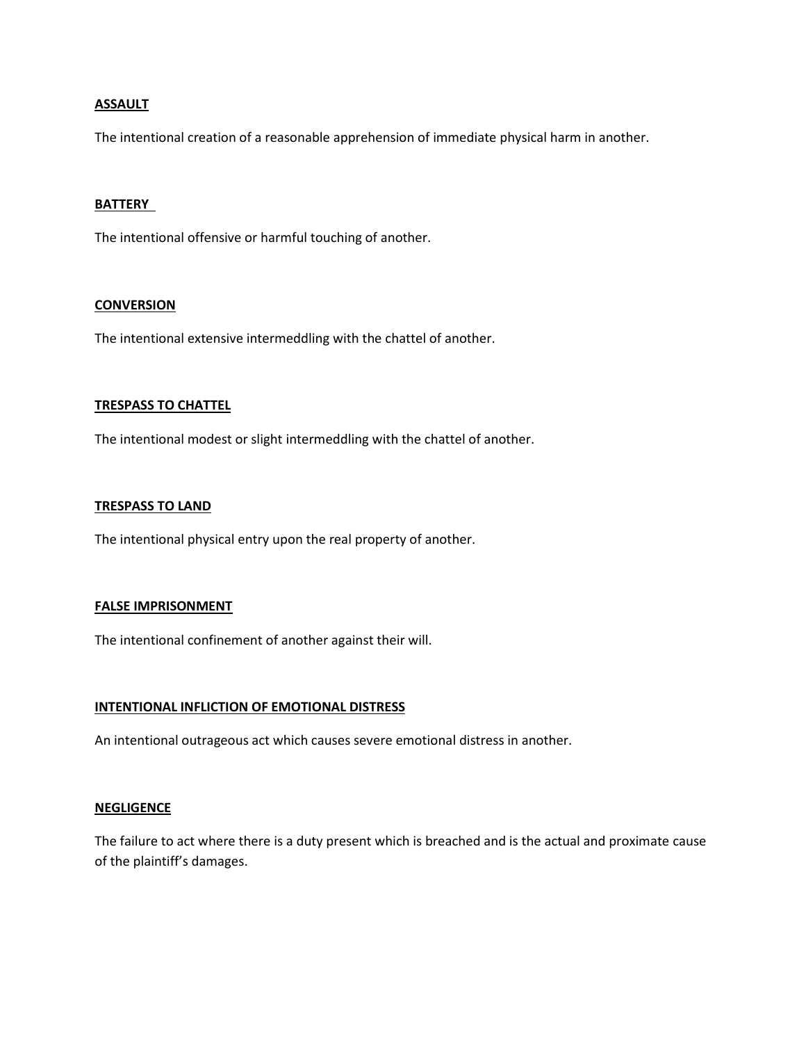**ASSAULT**

The intentional creation of a reasonable apprehension of immediate physical harm in another.

**BATTERY**

The intentional offensive or harmful touching of another.

**CONVERSION**

The intentional extensive intermeddling with the chattel of another.

**TRESPASS TO CHATTEL**

The intentional modest or slight intermeddling with the chattel of another.

**TRESPASS TO LAND**

The intentional physical entry upon the real property of another.

**FALSE IMPRISONMENT**

The intentional confinement of another against their will.

**INTENTIONAL INFLICTION OF EMOTIONAL DISTRESS**

An intentional outrageous act which causes severe emotional distress in another.

**NEGLIGENCE**

The failure to act where there is a duty present which is breached and is the actual and proximate cause of the plaintiff's damages.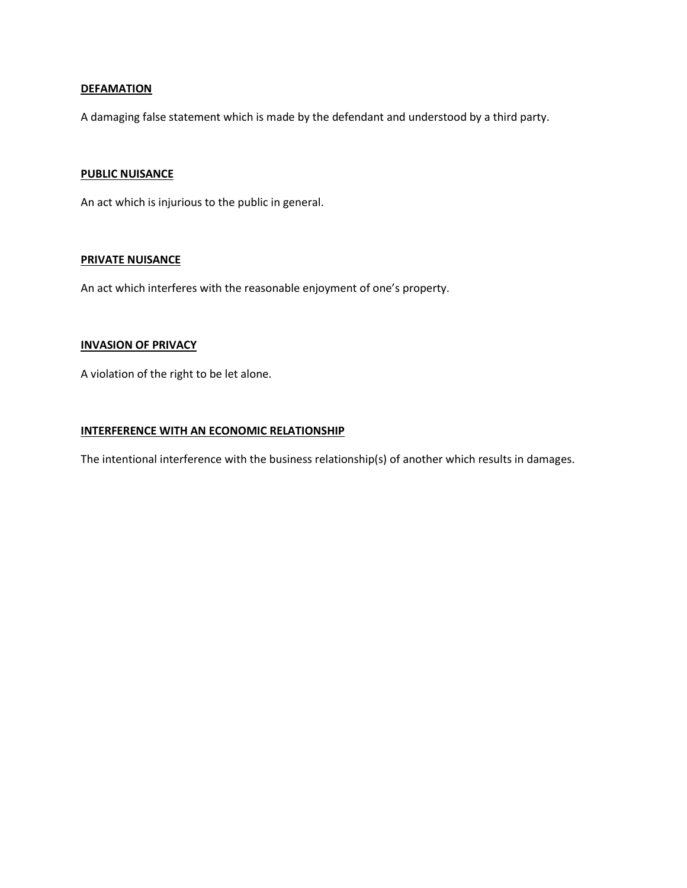**<u>DEFAMATION</u>**

A damaging false statement which is made by the defendant and understood by a third party.

**<u>PUBLIC NUISANCE</u>**

An act which is injurious to the public in general.

**<u>PRIVATE NUISANCE</u>**

An act which interferes with the reasonable enjoyment of one's property.

**<u>INVASION OF PRIVACY</u>**

A violation of the right to be let alone.

**<u>INTERFERENCE WITH AN ECONOMIC RELATIONSHIP</u>**

The intentional interference with the business relationship(s) of another which results in damages.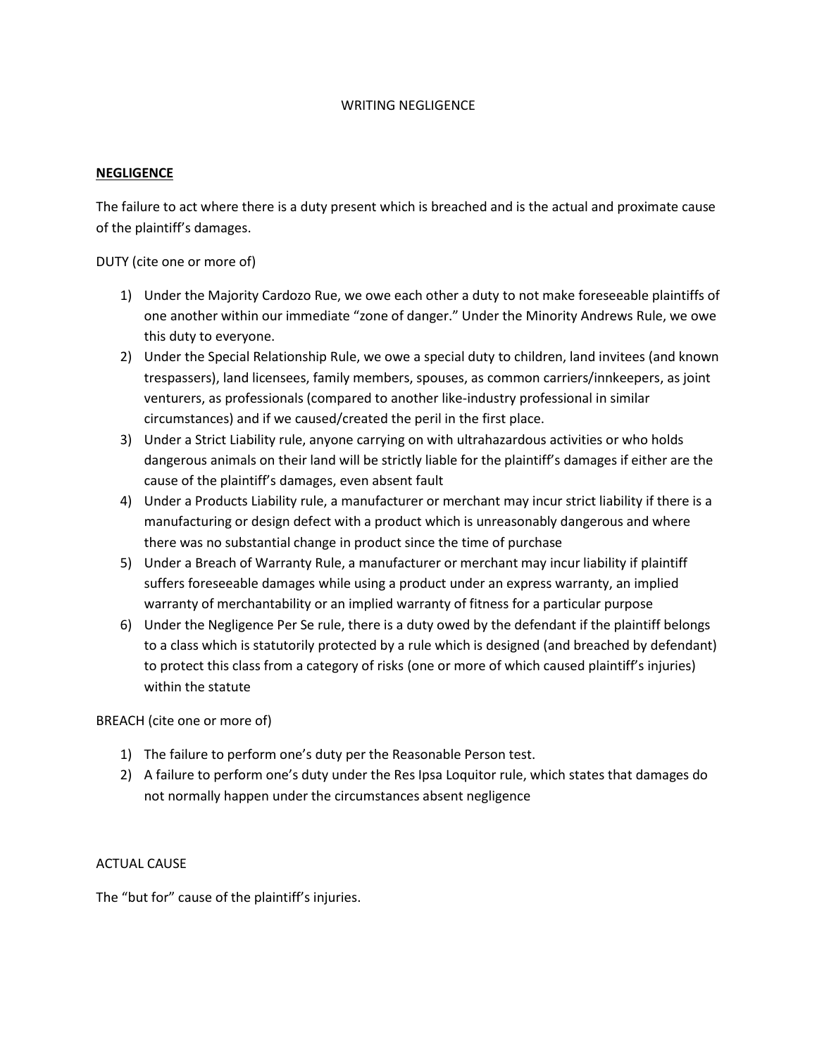WRITING NEGLIGENCE

**NEGLIGENCE**

The failure to act where there is a duty present which is breached and is the actual and proximate cause of the plaintiff's damages.

DUTY (cite one or more of)

1) Under the Majority Cardozo Rue, we owe each other a duty to not make foreseeable plaintiffs of one another within our immediate "zone of danger." Under the Minority Andrews Rule, we owe this duty to everyone.
2) Under the Special Relationship Rule, we owe a special duty to children, land invitees (and known trespassers), land licensees, family members, spouses, as common carriers/innkeepers, as joint venturers, as professionals (compared to another like-industry professional in similar circumstances) and if we caused/created the peril in the first place.
3) Under a Strict Liability rule, anyone carrying on with ultrahazardous activities or who holds dangerous animals on their land will be strictly liable for the plaintiff's damages if either are the cause of the plaintiff's damages, even absent fault
4) Under a Products Liability rule, a manufacturer or merchant may incur strict liability if there is a manufacturing or design defect with a product which is unreasonably dangerous and where there was no substantial change in product since the time of purchase
5) Under a Breach of Warranty Rule, a manufacturer or merchant may incur liability if plaintiff suffers foreseeable damages while using a product under an express warranty, an implied warranty of merchantability or an implied warranty of fitness for a particular purpose
6) Under the Negligence Per Se rule, there is a duty owed by the defendant if the plaintiff belongs to a class which is statutorily protected by a rule which is designed (and breached by defendant) to protect this class from a category of risks (one or more of which caused plaintiff's injuries) within the statute

BREACH (cite one or more of)

1) The failure to perform one's duty per the Reasonable Person test.
2) A failure to perform one's duty under the Res Ipsa Loquitor rule, which states that damages do not normally happen under the circumstances absent negligence

ACTUAL CAUSE

The "but for" cause of the plaintiff's injuries.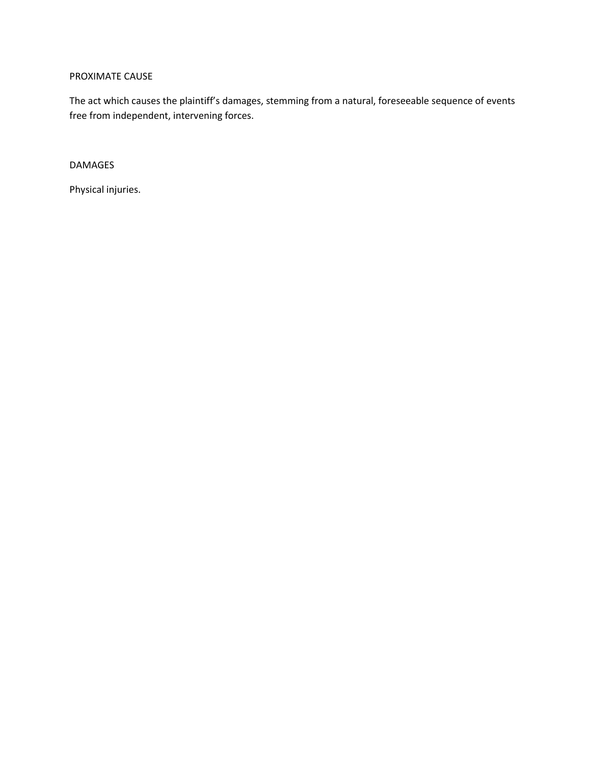## PROXIMATE CAUSE

The act which causes the plaintiff's damages, stemming from a natural, foreseeable sequence of events free from independent, intervening forces.

## DAMAGES

Physical injuries.